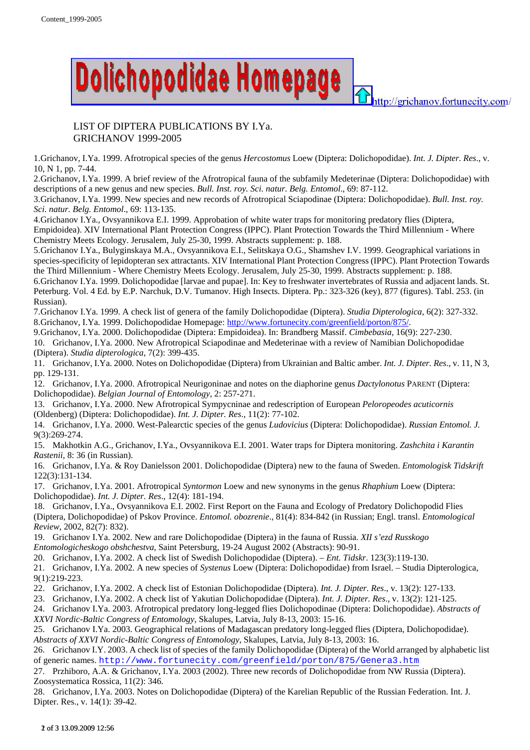Dolichopodidae Homepage http://grichanov.fortunecity.com/

# LIST OF DIPTERA PUBLICATIONS BY I.Ya. GRICHANOV 1999-2005

1. Grichanov, I.Ya. 1999. Afrotropical species of the genus *Hercostomus* Loew (Diptera: Dolichopodidae). *Int. J. Dipter. Res*., v. 10, N 1, pp. 7-44.
2. Grichanov, I.Ya. 1999. A brief review of the Afrotropical fauna of the subfamily Medeterinae (Diptera: Dolichopodidae) with descriptions of a new genus and new species. *Bull. Inst. roy. Sci. natur. Belg. Entomol*., 69: 87-112.
3. Grichanov, I.Ya. 1999. New species and new records of Afrotropical Sciapodinae (Diptera: Dolichopodidae). *Bull. Inst. roy. Sci. natur. Belg. Entomol*., 69: 113-135.
4. Grichanov I.Ya., Ovsyannikova E.I. 1999. Approbation of white water traps for monitoring predatory flies (Diptera, Empidoidea). XIV International Plant Protection Congress (IPPC). Plant Protection Towards the Third Millennium - Where Chemistry Meets Ecology. Jerusalem, July 25-30, 1999. Abstracts supplement: p. 188.
5. Grichanov I.Ya., Bulyginskaya M.A., Ovsyannikova E.I., Selitskaya O.G., Shamshev I.V. 1999. Geographical variations in species-specificity of lepidopteran sex attractants. XIV International Plant Protection Congress (IPPC). Plant Protection Towards the Third Millennium - Where Chemistry Meets Ecology. Jerusalem, July 25-30, 1999. Abstracts supplement: p. 188.
6. Grichanov I.Ya. 1999. Dolichopodidae [larvae and pupae]. In: Key to freshwater invertebrates of Russia and adjacent lands. St. Peterburg. Vol. 4 Ed. by E.P. Narchuk, D.V. Tumanov. High Insects. Diptera. Pp.: 323-326 (key), 877 (figures). Tabl. 253. (in Russian).
7. Grichanov I.Ya. 1999. A check list of genera of the family Dolichopodidae (Diptera). *Studia Dipterologica*, 6(2): 327-332.
8. Grichanov, I.Ya. 1999. Dolichopodidae Homepage: http://www.fortunecity.com/greenfield/porton/875/.
9. Grichanov, I.Ya. 2000. Dolichopodidae (Diptera: Empidoidea). In: Brandberg Massif. *Cimbebasia*, 16(9): 227-230.
10. Grichanov, I.Ya. 2000. New Afrotropical Sciapodinae and Medeterinae with a review of Namibian Dolichopodidae (Diptera). *Studia dipterologica*, 7(2): 399-435.
11. Grichanov, I.Ya. 2000. Notes on Dolichopodidae (Diptera) from Ukrainian and Baltic amber. *Int. J. Dipter. Res*., v. 11, N 3, pp. 129-131.
12. Grichanov, I.Ya. 2000. Afrotropical Neurigoninae and notes on the diaphorine genus *Dactylonotus* PARENT (Diptera: Dolichopodidae). *Belgian Journal of Entomology*, 2: 257-271.
13. Grichanov, I.Ya. 2000. New Afrotropical Sympycninae and redescription of European *Peloropeodes acuticornis* (Oldenberg) (Diptera: Dolichopodidae). *Int. J. Dipter. Res*., 11(2): 77-102.
14. Grichanov, I.Ya. 2000. West-Palearctic species of the genus *Ludovicius* (Diptera: Dolichopodidae). *Russian Entomol. J.* 9(3):269-274.
15. Makhotkin A.G., Grichanov, I.Ya., Ovsyannikova E.I. 2001. Water traps for Diptera monitoring. *Zashchita i Karantin Rastenii*, 8: 36 (in Russian).
16. Grichanov, I.Ya. & Roy Danielsson 2001. Dolichopodidae (Diptera) new to the fauna of Sweden. *Entomologisk Tidskrift* 122(3):131-134.
17. Grichanov, I.Ya. 2001. Afrotropical *Syntormon* Loew and new synonyms in the genus *Rhaphium* Loew (Diptera: Dolichopodidae). *Int. J. Dipter. Res*., 12(4): 181-194.
18. Grichanov, I.Ya., Ovsyannikova E.I. 2002. First Report on the Fauna and Ecology of Predatory Dolichopodid Flies (Diptera, Dolichopodidae) of Pskov Province. *Entomol. obozrenie*., 81(4): 834-842 (in Russian; Engl. transl. *Entomological Review*, 2002, 82(7): 832).
19. Grichanov I.Ya. 2002. New and rare Dolichopodidae (Diptera) in the fauna of Russia. *XII s'ezd Russkogo Entomologicheskogo obshchestva*, Saint Petersburg, 19-24 August 2002 (Abstracts): 90-91.
20. Grichanov, I.Ya. 2002. A check list of Swedish Dolichopodidae (Diptera). – *Ent. Tidskr*. 123(3):119-130.
21. Grichanov, I.Ya. 2002. A new species of *Systenus* Loew (Diptera: Dolichopodidae) from Israel. – Studia Dipterologica, 9(1):219-223.
22. Grichanov, I.Ya. 2002. A check list of Estonian Dolichopodidae (Diptera). *Int. J. Dipter. Res*., v. 13(2): 127-133.
23. Grichanov, I.Ya. 2002. A check list of Yakutian Dolichopodidae (Diptera). *Int. J. Dipter. Res*., v. 13(2): 121-125.
24. Grichanov I.Ya. 2003. Afrotropical predatory long-legged flies Dolichopodinae (Diptera: Dolichopodidae). *Abstracts of XXVI Nordic-Baltic Congress of Entomology*, Skalupes, Latvia, July 8-13, 2003: 15-16.
25. Grichanov I.Ya. 2003. Geographical relations of Madagascan predatory long-legged flies (Diptera, Dolichopodidae). *Abstracts of XXVI Nordic-Baltic Congress of Entomology*, Skalupes, Latvia, July 8-13, 2003: 16.
26. Grichanov I.Y. 2003. A check list of species of the family Dolichopodidae (Diptera) of the World arranged by alphabetic list of generic names. http://www.fortunecity.com/greenfield/porton/875/Genera3.htm
27. Przhiboro, A.A. & Grichanov, I.Ya. 2003 (2002). Three new records of Dolichopodidae from NW Russia (Diptera). Zoosystematica Rossica, 11(2): 346.
28. Grichanov, I.Ya. 2003. Notes on Dolichopodidae (Diptera) of the Karelian Republic of the Russian Federation. Int. J. Dipter. Res., v. 14(1): 39-42.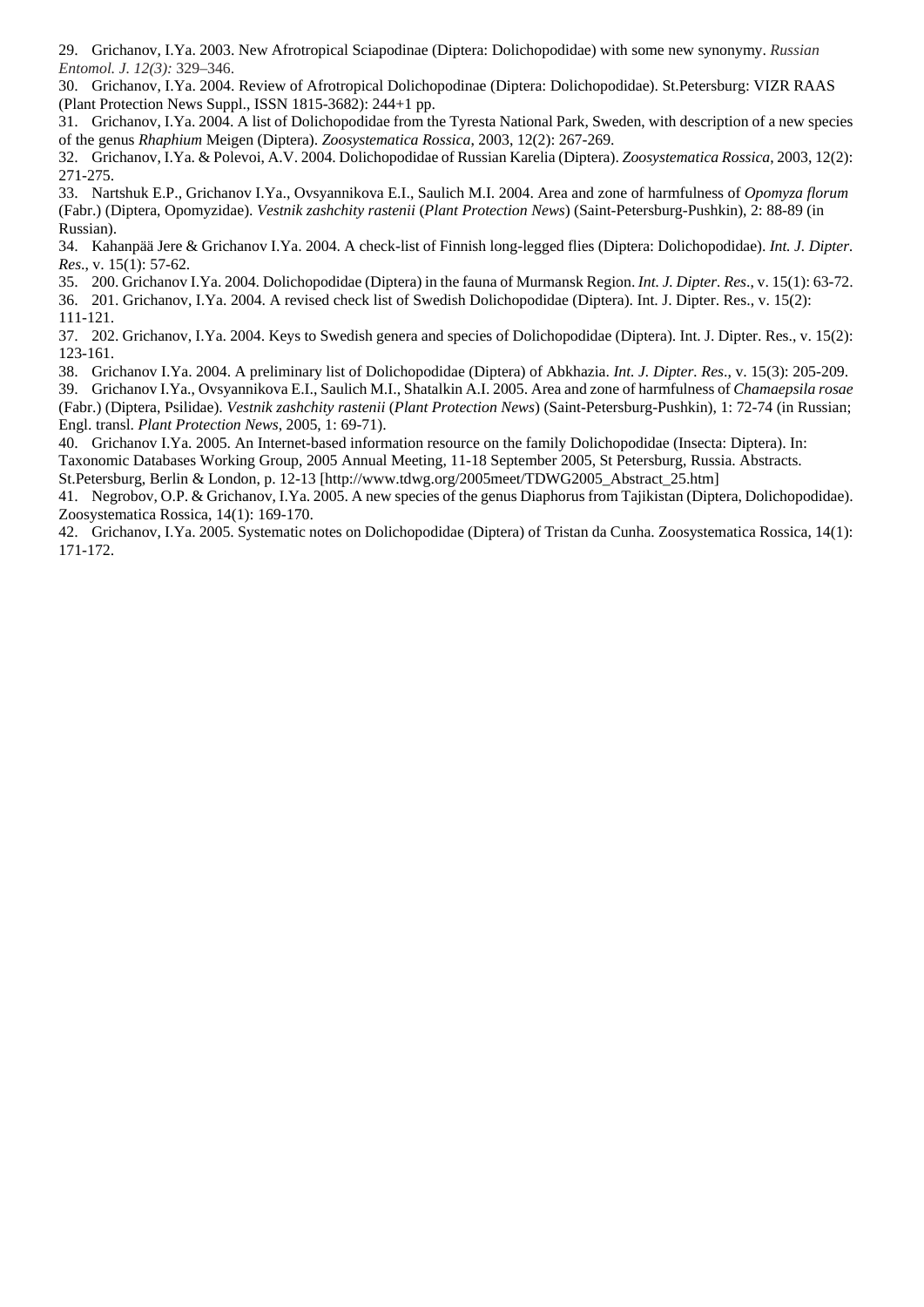29. Grichanov, I.Ya. 2003. New Afrotropical Sciapodinae (Diptera: Dolichopodidae) with some new synonymy. *Russian Entomol. J. 12(3):* 329–346.

30. Grichanov, I.Ya. 2004. Review of Afrotropical Dolichopodinae (Diptera: Dolichopodidae). St.Petersburg: VIZR RAAS (Plant Protection News Suppl., ISSN 1815-3682): 244+1 pp.

31. Grichanov, I.Ya. 2004. A list of Dolichopodidae from the Tyresta National Park, Sweden, with description of a new species of the genus *Rhaphium* Meigen (Diptera). *Zoosystematica Rossica*, 2003, 12(2): 267-269.

32. Grichanov, I.Ya. & Polevoi, A.V. 2004. Dolichopodidae of Russian Karelia (Diptera). *Zoosystematica Rossica*, 2003, 12(2): 271-275.

33. Nartshuk E.P., Grichanov I.Ya., Ovsyannikova E.I., Saulich M.I. 2004. Area and zone of harmfulness of *Opomyza florum* (Fabr.) (Diptera, Opomyzidae). *Vestnik zashchity rastenii* (*Plant Protection News*) (Saint-Petersburg-Pushkin), 2: 88-89 (in Russian).

34. Kahanpää Jere & Grichanov I.Ya. 2004. A check-list of Finnish long-legged flies (Diptera: Dolichopodidae). *Int. J. Dipter. Res*., v. 15(1): 57-62.

35. 200. Grichanov I.Ya. 2004. Dolichopodidae (Diptera) in the fauna of Murmansk Region. *Int. J. Dipter. Res*., v. 15(1): 63-72.

36. 201. Grichanov, I.Ya. 2004. A revised check list of Swedish Dolichopodidae (Diptera). Int. J. Dipter. Res., v. 15(2): 111-121.

37. 202. Grichanov, I.Ya. 2004. Keys to Swedish genera and species of Dolichopodidae (Diptera). Int. J. Dipter. Res., v. 15(2): 123-161.

38. Grichanov I.Ya. 2004. A preliminary list of Dolichopodidae (Diptera) of Abkhazia. *Int. J. Dipter. Res*., v. 15(3): 205-209.

39. Grichanov I.Ya., Ovsyannikova E.I., Saulich M.I., Shatalkin A.I. 2005. Area and zone of harmfulness of *Chamaepsila rosae* (Fabr.) (Diptera, Psilidae). *Vestnik zashchity rastenii* (*Plant Protection News*) (Saint-Petersburg-Pushkin), 1: 72-74 (in Russian; Engl. transl. *Plant Protection News*, 2005, 1: 69-71).

40. Grichanov I.Ya. 2005. An Internet-based information resource on the family Dolichopodidae (Insecta: Diptera). In: Taxonomic Databases Working Group, 2005 Annual Meeting, 11-18 September 2005, St Petersburg, Russia. Abstracts. St.Petersburg, Berlin & London, p. 12-13 [http://www.tdwg.org/2005meet/TDWG2005_Abstract_25.htm]

41. Negrobov, O.P. & Grichanov, I.Ya. 2005. A new species of the genus Diaphorus from Tajikistan (Diptera, Dolichopodidae). Zoosystematica Rossica, 14(1): 169-170.

42. Grichanov, I.Ya. 2005. Systematic notes on Dolichopodidae (Diptera) of Tristan da Cunha. Zoosystematica Rossica, 14(1): 171-172.